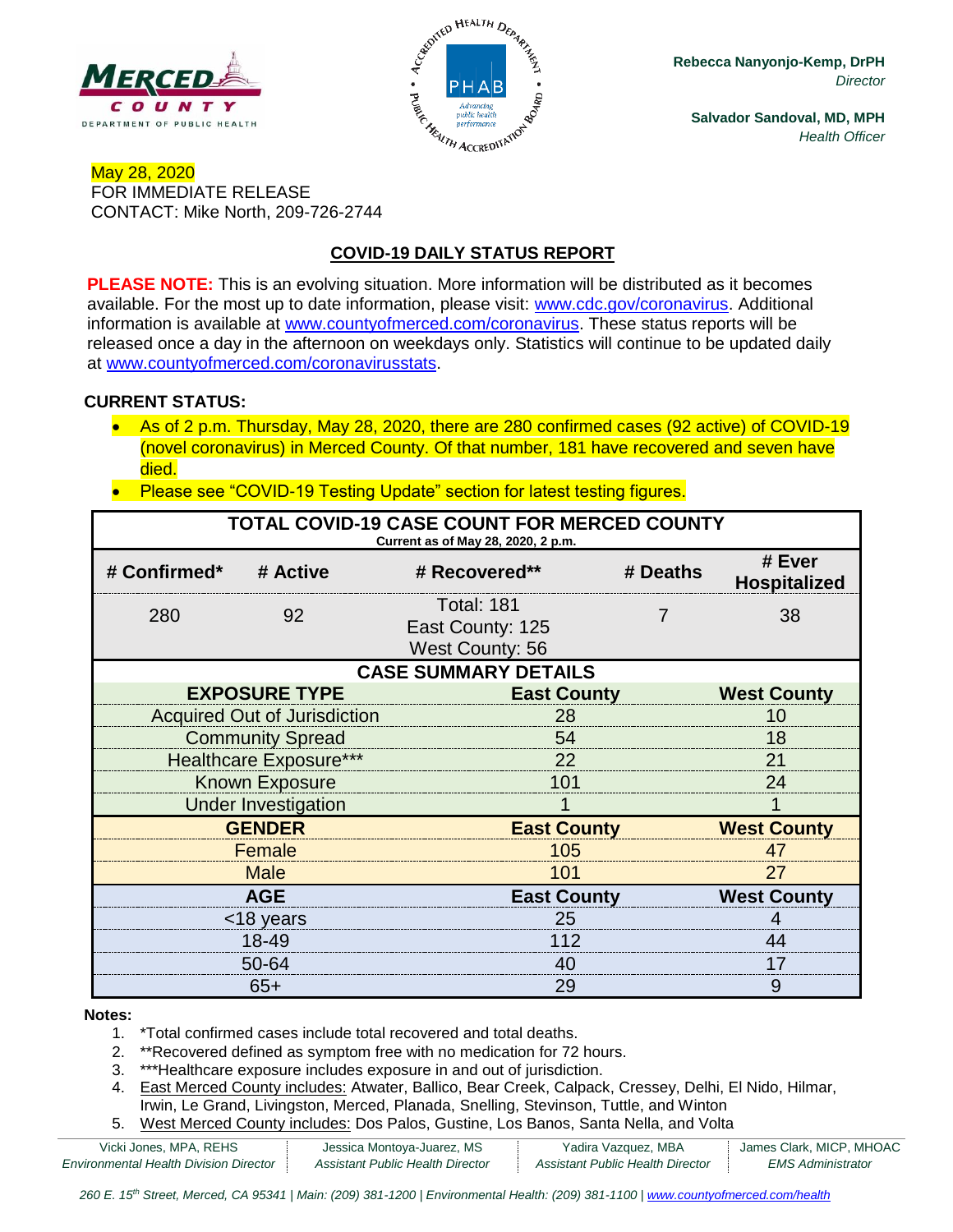Rebecca Nanyonjo-Kemp, DrPH
*Director*

Salvador Sandoval, MD, MPH
*Health Officer*

May 28, 2020
FOR IMMEDIATE RELEASE
CONTACT: Mike North, 209-726-2744

## COVID-19 DAILY STATUS REPORT

**PLEASE NOTE:** This is an evolving situation. More information will be distributed as it becomes available. For the most up to date information, please visit: www.cdc.gov/coronavirus. Additional information is available at www.countyofmerced.com/coronavirus. These status reports will be released once a day in the afternoon on weekdays only. Statistics will continue to be updated daily at www.countyofmerced.com/coronavirusstats.

**CURRENT STATUS:**

- As of 2 p.m. Thursday, May 28, 2020, there are 280 confirmed cases (92 active) of COVID-19 (novel coronavirus) in Merced County. Of that number, 181 have recovered and seven have died.
- Please see "COVID-19 Testing Update" section for latest testing figures.

**TOTAL COVID-19 CASE COUNT FOR MERCED COUNTY**
Current as of May 28, 2020, 2 p.m.

| # Confirmed* | # Active | # Recovered** | # Deaths | # Ever Hospitalized |
|---|---|---|---|---|
| 280 | 92 | Total: 181<br>East County: 125<br>West County: 56 | 7 | 38 |

**CASE SUMMARY DETAILS**

| EXPOSURE TYPE | East County | West County |
|---|---|---|
| Acquired Out of Jurisdiction | 28 | 10 |
| Community Spread | 54 | 18 |
| Healthcare Exposure*** | 22 | 21 |
| Known Exposure | 101 | 24 |
| Under Investigation | 1 | 1 |
| **GENDER** | **East County** | **West County** |
| Female | 105 | 47 |
| Male | 101 | 27 |
| **AGE** | **East County** | **West County** |
| <18 years | 25 | 4 |
| 18-49 | 112 | 44 |
| 50-64 | 40 | 17 |
| 65+ | 29 | 9 |

**Notes:**

1. *Total confirmed cases include total recovered and total deaths.
2. **Recovered defined as symptom free with no medication for 72 hours.
3. ***Healthcare exposure includes exposure in and out of jurisdiction.
4. East Merced County includes: Atwater, Ballico, Bear Creek, Calpack, Cressey, Delhi, El Nido, Hilmar, Irwin, Le Grand, Livingston, Merced, Planada, Snelling, Stevinson, Tuttle, and Winton
5. West Merced County includes: Dos Palos, Gustine, Los Banos, Santa Nella, and Volta

Vicki Jones, MPA, REHS — *Environmental Health Division Director* | Jessica Montoya-Juarez, MS — *Assistant Public Health Director* | Yadira Vazquez, MBA — *Assistant Public Health Director* | James Clark, MICP, MHOAC — *EMS Administrator*

*260 E. 15th Street, Merced, CA 95341 | Main: (209) 381-1200 | Environmental Health: (209) 381-1100 | www.countyofmerced.com/health*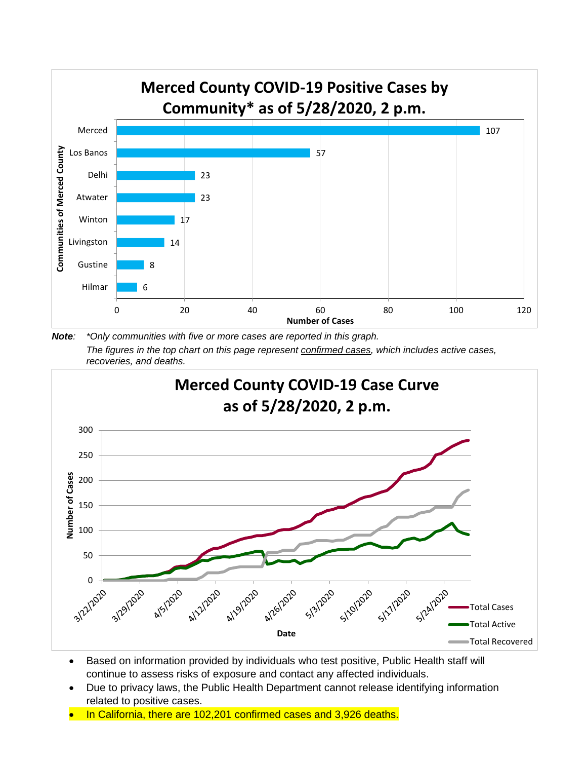## Merced County COVID-19 Positive Cases by Community* as of 5/28/2020, 2 p.m.

| Communities of Merced County | Number of Cases |
|---|---|
| Merced | 107 |
| Los Banos | 57 |
| Delhi | 23 |
| Atwater | 23 |
| Winton | 17 |
| Livingston | 14 |
| Gustine | 8 |
| Hilmar | 6 |

***Note**: \*Only communities with five or more cases are reported in this graph.*
*The figures in the top chart on this page represent confirmed cases, which includes active cases, recoveries, and deaths.*

## Merced County COVID-19 Case Curve as of 5/28/2020, 2 p.m.

(Line chart: Number of Cases vs. Date, 3/22/2020 – 5/28/2020; series: Total Cases, Total Active, Total Recovered)

- Based on information provided by individuals who test positive, Public Health staff will continue to assess risks of exposure and contact any affected individuals.
- Due to privacy laws, the Public Health Department cannot release identifying information related to positive cases.
- In California, there are 102,201 confirmed cases and 3,926 deaths.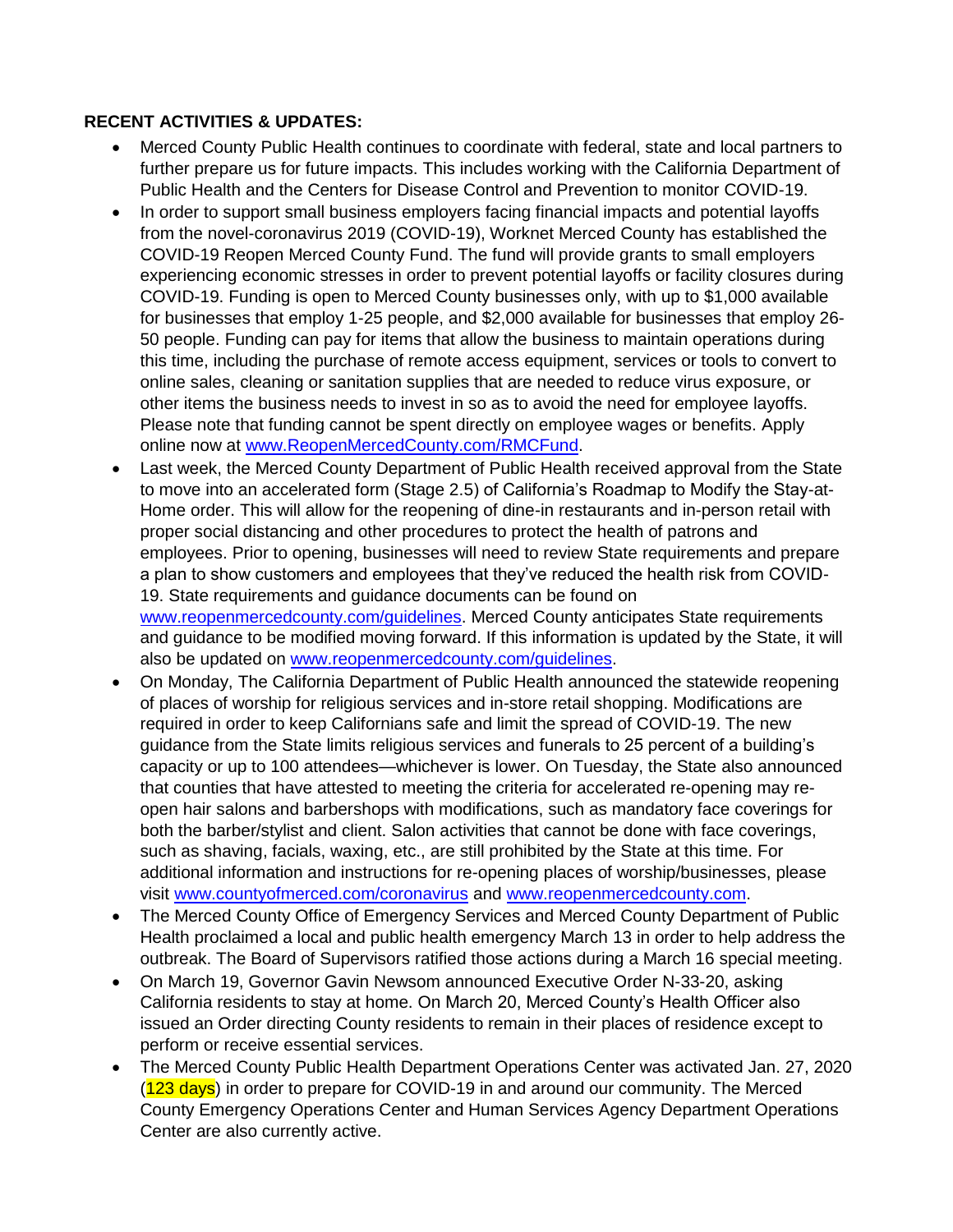**RECENT ACTIVITIES & UPDATES:**

- Merced County Public Health continues to coordinate with federal, state and local partners to further prepare us for future impacts. This includes working with the California Department of Public Health and the Centers for Disease Control and Prevention to monitor COVID-19.
- In order to support small business employers facing financial impacts and potential layoffs from the novel-coronavirus 2019 (COVID-19), Worknet Merced County has established the COVID-19 Reopen Merced County Fund. The fund will provide grants to small employers experiencing economic stresses in order to prevent potential layoffs or facility closures during COVID-19. Funding is open to Merced County businesses only, with up to $1,000 available for businesses that employ 1-25 people, and $2,000 available for businesses that employ 26-50 people. Funding can pay for items that allow the business to maintain operations during this time, including the purchase of remote access equipment, services or tools to convert to online sales, cleaning or sanitation supplies that are needed to reduce virus exposure, or other items the business needs to invest in so as to avoid the need for employee layoffs. Please note that funding cannot be spent directly on employee wages or benefits. Apply online now at [www.ReopenMercedCounty.com/RMCFund](www.ReopenMercedCounty.com/RMCFund).
- Last week, the Merced County Department of Public Health received approval from the State to move into an accelerated form (Stage 2.5) of California's Roadmap to Modify the Stay-at-Home order. This will allow for the reopening of dine-in restaurants and in-person retail with proper social distancing and other procedures to protect the health of patrons and employees. Prior to opening, businesses will need to review State requirements and prepare a plan to show customers and employees that they've reduced the health risk from COVID-19. State requirements and guidance documents can be found on [www.reopenmercedcounty.com/guidelines](www.reopenmercedcounty.com/guidelines). Merced County anticipates State requirements and guidance to be modified moving forward. If this information is updated by the State, it will also be updated on [www.reopenmercedcounty.com/guidelines](www.reopenmercedcounty.com/guidelines).
- On Monday, The California Department of Public Health announced the statewide reopening of places of worship for religious services and in-store retail shopping. Modifications are required in order to keep Californians safe and limit the spread of COVID-19. The new guidance from the State limits religious services and funerals to 25 percent of a building's capacity or up to 100 attendees—whichever is lower. On Tuesday, the State also announced that counties that have attested to meeting the criteria for accelerated re-opening may re-open hair salons and barbershops with modifications, such as mandatory face coverings for both the barber/stylist and client. Salon activities that cannot be done with face coverings, such as shaving, facials, waxing, etc., are still prohibited by the State at this time. For additional information and instructions for re-opening places of worship/businesses, please visit [www.countyofmerced.com/coronavirus](www.countyofmerced.com/coronavirus) and [www.reopenmercedcounty.com](www.reopenmercedcounty.com).
- The Merced County Office of Emergency Services and Merced County Department of Public Health proclaimed a local and public health emergency March 13 in order to help address the outbreak. The Board of Supervisors ratified those actions during a March 16 special meeting.
- On March 19, Governor Gavin Newsom announced Executive Order N-33-20, asking California residents to stay at home. On March 20, Merced County's Health Officer also issued an Order directing County residents to remain in their places of residence except to perform or receive essential services.
- The Merced County Public Health Department Operations Center was activated Jan. 27, 2020 (123 days) in order to prepare for COVID-19 in and around our community. The Merced County Emergency Operations Center and Human Services Agency Department Operations Center are also currently active.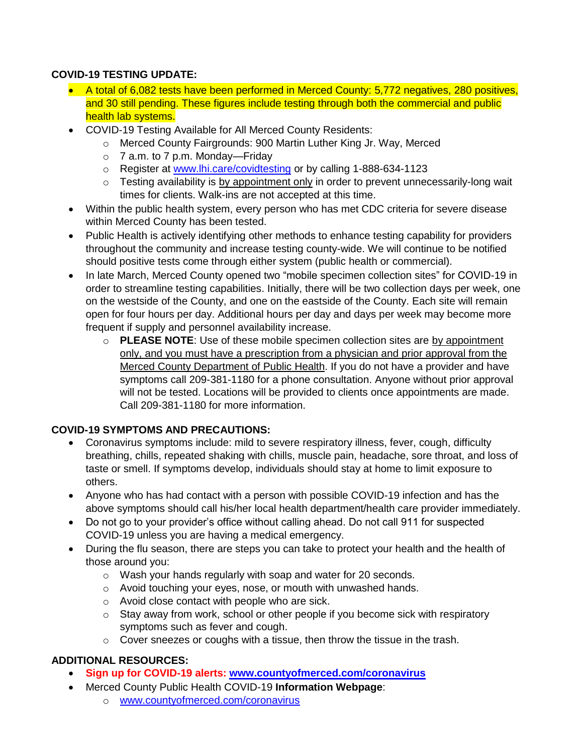**COVID-19 TESTING UPDATE:**

- A total of 6,082 tests have been performed in Merced County: 5,772 negatives, 280 positives, and 30 still pending. These figures include testing through both the commercial and public health lab systems.
- COVID-19 Testing Available for All Merced County Residents:
  - Merced County Fairgrounds: 900 Martin Luther King Jr. Way, Merced
  - 7 a.m. to 7 p.m. Monday—Friday
  - Register at [www.lhi.care/covidtesting](http://www.lhi.care/covidtesting) or by calling 1-888-634-1123
  - Testing availability is by appointment only in order to prevent unnecessarily-long wait times for clients. Walk-ins are not accepted at this time.
- Within the public health system, every person who has met CDC criteria for severe disease within Merced County has been tested.
- Public Health is actively identifying other methods to enhance testing capability for providers throughout the community and increase testing county-wide. We will continue to be notified should positive tests come through either system (public health or commercial).
- In late March, Merced County opened two "mobile specimen collection sites" for COVID-19 in order to streamline testing capabilities. Initially, there will be two collection days per week, one on the westside of the County, and one on the eastside of the County. Each site will remain open for four hours per day. Additional hours per day and days per week may become more frequent if supply and personnel availability increase.
  - **PLEASE NOTE**: Use of these mobile specimen collection sites are by appointment only, and you must have a prescription from a physician and prior approval from the Merced County Department of Public Health. If you do not have a provider and have symptoms call 209-381-1180 for a phone consultation. Anyone without prior approval will not be tested. Locations will be provided to clients once appointments are made. Call 209-381-1180 for more information.

**COVID-19 SYMPTOMS AND PRECAUTIONS:**

- Coronavirus symptoms include: mild to severe respiratory illness, fever, cough, difficulty breathing, chills, repeated shaking with chills, muscle pain, headache, sore throat, and loss of taste or smell. If symptoms develop, individuals should stay at home to limit exposure to others.
- Anyone who has had contact with a person with possible COVID-19 infection and has the above symptoms should call his/her local health department/health care provider immediately.
- Do not go to your provider's office without calling ahead. Do not call 911 for suspected COVID-19 unless you are having a medical emergency.
- During the flu season, there are steps you can take to protect your health and the health of those around you:
  - Wash your hands regularly with soap and water for 20 seconds.
  - Avoid touching your eyes, nose, or mouth with unwashed hands.
  - Avoid close contact with people who are sick.
  - Stay away from work, school or other people if you become sick with respiratory symptoms such as fever and cough.
  - Cover sneezes or coughs with a tissue, then throw the tissue in the trash.

**ADDITIONAL RESOURCES:**

- **Sign up for COVID-19 alerts: [www.countyofmerced.com/coronavirus](http://www.countyofmerced.com/coronavirus)**
- Merced County Public Health COVID-19 **Information Webpage**:
  - [www.countyofmerced.com/coronavirus](http://www.countyofmerced.com/coronavirus)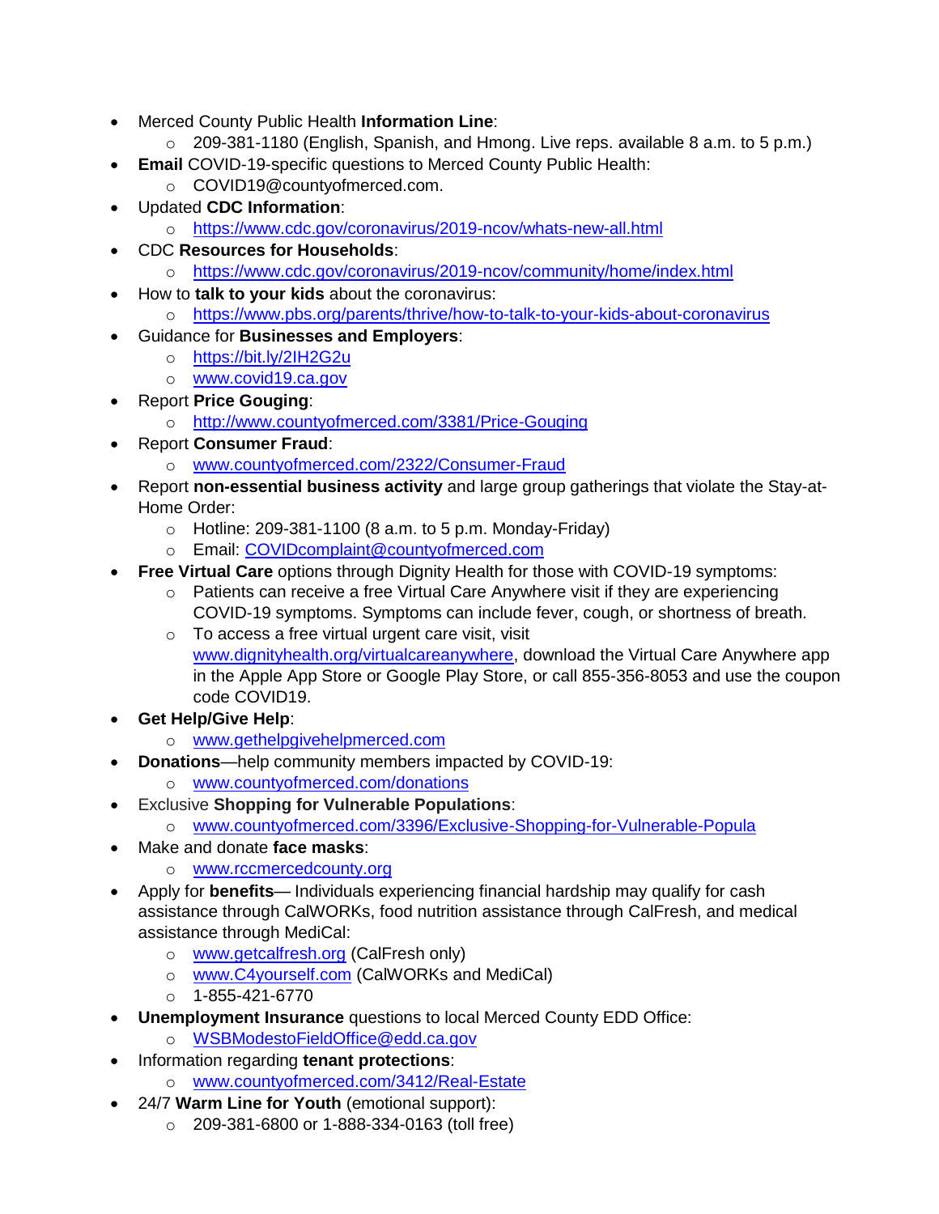- Merced County Public Health **Information Line**:
    - 209-381-1180 (English, Spanish, and Hmong. Live reps. available 8 a.m. to 5 p.m.)
- **Email** COVID-19-specific questions to Merced County Public Health:
    - COVID19@countyofmerced.com.
- Updated **CDC Information**:
    - https://www.cdc.gov/coronavirus/2019-ncov/whats-new-all.html
- CDC **Resources for Households**:
    - https://www.cdc.gov/coronavirus/2019-ncov/community/home/index.html
- How to **talk to your kids** about the coronavirus:
    - https://www.pbs.org/parents/thrive/how-to-talk-to-your-kids-about-coronavirus
- Guidance for **Businesses and Employers**:
    - https://bit.ly/2IH2G2u
    - www.covid19.ca.gov
- Report **Price Gouging**:
    - http://www.countyofmerced.com/3381/Price-Gouging
- Report **Consumer Fraud**:
    - www.countyofmerced.com/2322/Consumer-Fraud
- Report **non-essential business activity** and large group gatherings that violate the Stay-at-Home Order:
    - Hotline: 209-381-1100 (8 a.m. to 5 p.m. Monday-Friday)
    - Email: COVIDcomplaint@countyofmerced.com
- **Free Virtual Care** options through Dignity Health for those with COVID-19 symptoms:
    - Patients can receive a free Virtual Care Anywhere visit if they are experiencing COVID-19 symptoms. Symptoms can include fever, cough, or shortness of breath.
    - To access a free virtual urgent care visit, visit www.dignityhealth.org/virtualcareanywhere, download the Virtual Care Anywhere app in the Apple App Store or Google Play Store, or call 855-356-8053 and use the coupon code COVID19.
- **Get Help/Give Help**:
    - www.gethelpgivehelpmerced.com
- **Donations**—help community members impacted by COVID-19:
    - www.countyofmerced.com/donations
- Exclusive **Shopping for Vulnerable Populations**:
    - www.countyofmerced.com/3396/Exclusive-Shopping-for-Vulnerable-Popula
- Make and donate **face masks**:
    - www.rccmercedcounty.org
- Apply for **benefits**— Individuals experiencing financial hardship may qualify for cash assistance through CalWORKs, food nutrition assistance through CalFresh, and medical assistance through MediCal:
    - www.getcalfresh.org (CalFresh only)
    - www.C4yourself.com (CalWORKs and MediCal)
    - 1-855-421-6770
- **Unemployment Insurance** questions to local Merced County EDD Office:
    - WSBModestoFieldOffice@edd.ca.gov
- Information regarding **tenant protections**:
    - www.countyofmerced.com/3412/Real-Estate
- 24/7 **Warm Line for Youth** (emotional support):
    - 209-381-6800 or 1-888-334-0163 (toll free)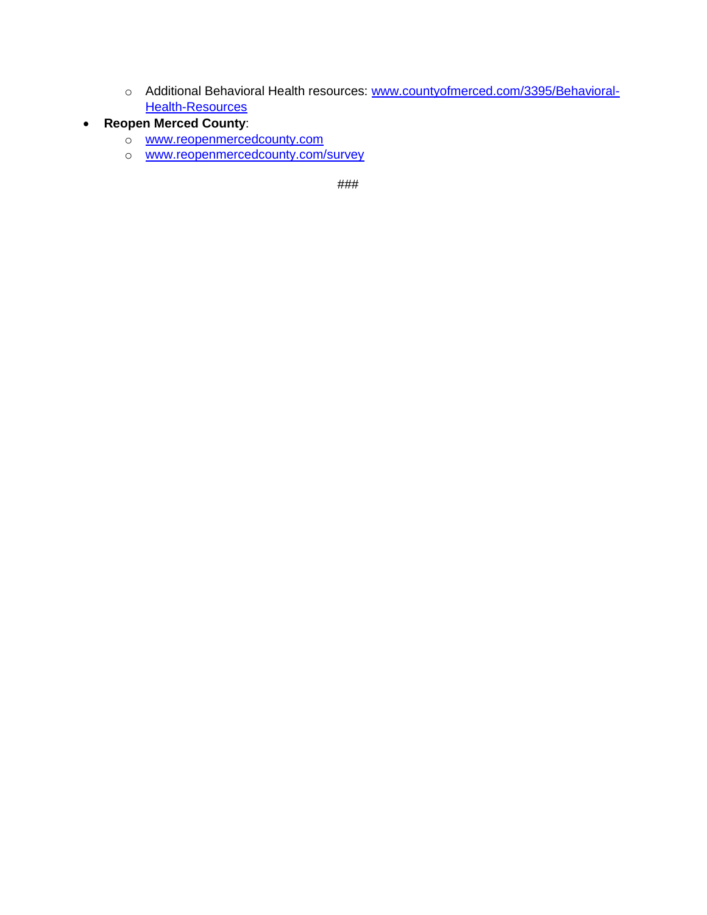- Additional Behavioral Health resources: www.countyofmerced.com/3395/Behavioral-Health-Resources
- **Reopen Merced County**:
  - www.reopenmercedcounty.com
  - www.reopenmercedcounty.com/survey

###